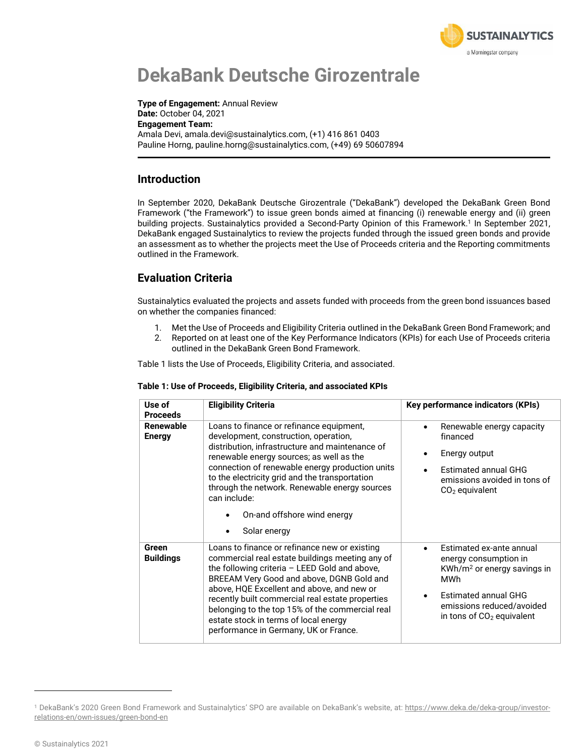# DekaBank Deutsche Girozentrale

**Type of Engagement:** Annual Review
**Date:** October 04, 2021
**Engagement Team:**
Amala Devi, amala.devi@sustainalytics.com, (+1) 416 861 0403
Pauline Horng, pauline.horng@sustainalytics.com, (+49) 69 50607894

## Introduction

In September 2020, DekaBank Deutsche Girozentrale ("DekaBank") developed the DekaBank Green Bond Framework ("the Framework") to issue green bonds aimed at financing (i) renewable energy and (ii) green building projects. Sustainalytics provided a Second-Party Opinion of this Framework.[1] In September 2021, DekaBank engaged Sustainalytics to review the projects funded through the issued green bonds and provide an assessment as to whether the projects meet the Use of Proceeds criteria and the Reporting commitments outlined in the Framework.

## Evaluation Criteria

Sustainalytics evaluated the projects and assets funded with proceeds from the green bond issuances based on whether the companies financed:

1. Met the Use of Proceeds and Eligibility Criteria outlined in the DekaBank Green Bond Framework; and
2. Reported on at least one of the Key Performance Indicators (KPIs) for each Use of Proceeds criteria outlined in the DekaBank Green Bond Framework.

Table 1 lists the Use of Proceeds, Eligibility Criteria, and associated.

**Table 1: Use of Proceeds, Eligibility Criteria, and associated KPIs**

| Use of Proceeds | Eligibility Criteria | Key performance indicators (KPIs) |
|---|---|---|
| **Renewable Energy** | Loans to finance or refinance equipment, development, construction, operation, distribution, infrastructure and maintenance of renewable energy sources; as well as the connection of renewable energy production units to the electricity grid and the transportation through the network. Renewable energy sources can include: <br>• On-and offshore wind energy <br>• Solar energy | • Renewable energy capacity financed <br>• Energy output <br>• Estimated annual GHG emissions avoided in tons of $CO_2$ equivalent |
| **Green Buildings** | Loans to finance or refinance new or existing commercial real estate buildings meeting any of the following criteria – LEED Gold and above, BREEAM Very Good and above, DGNB Gold and above, HQE Excellent and above, and new or recently built commercial real estate properties belonging to the top 15% of the commercial real estate stock in terms of local energy performance in Germany, UK or France. | • Estimated ex-ante annual energy consumption in KWh/m$^2$ or energy savings in MWh <br>• Estimated annual GHG emissions reduced/avoided in tons of $CO_2$ equivalent |

[1] DekaBank's 2020 Green Bond Framework and Sustainalytics' SPO are available on DekaBank's website, at: https://www.deka.de/deka-group/investor-relations-en/own-issues/green-bond-en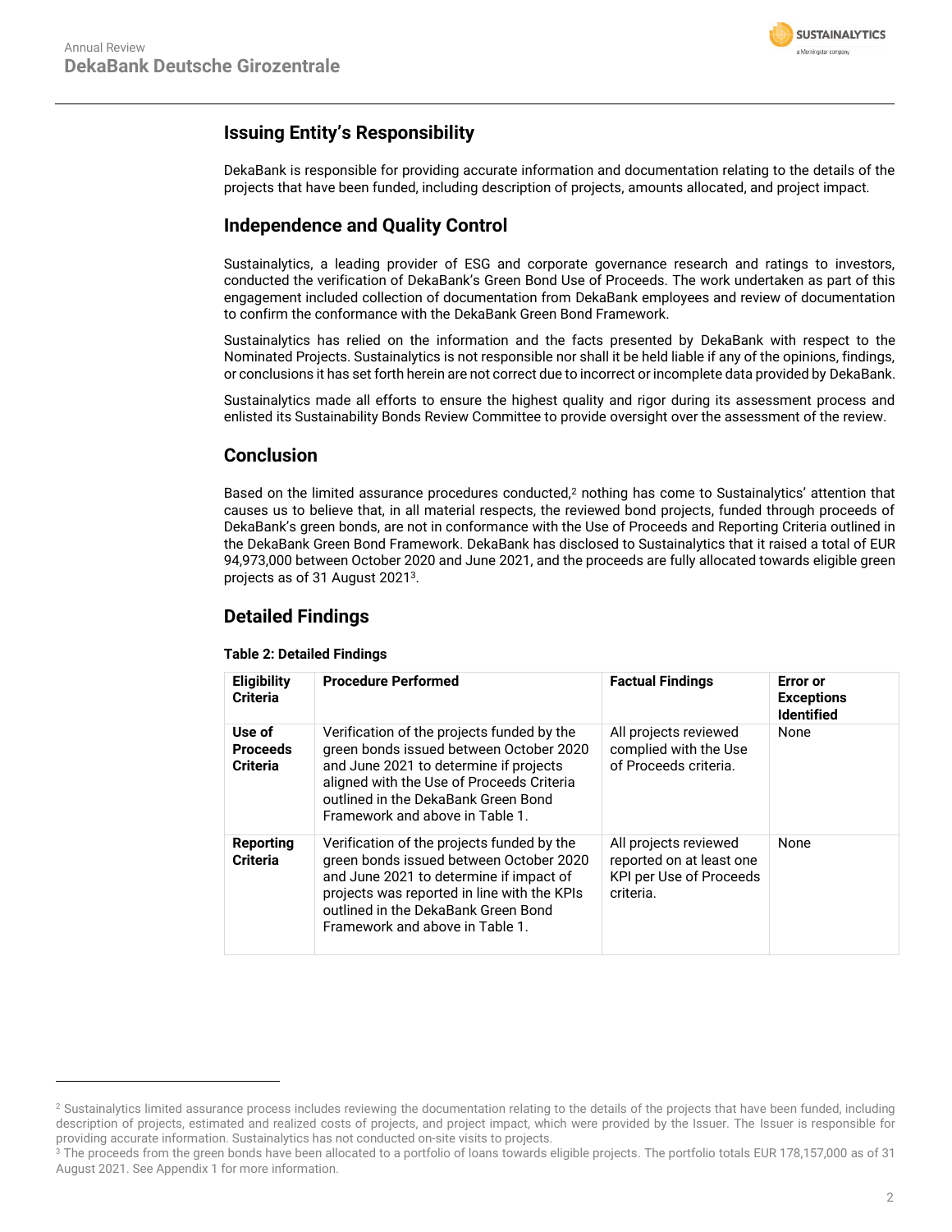## Issuing Entity's Responsibility

DekaBank is responsible for providing accurate information and documentation relating to the details of the projects that have been funded, including description of projects, amounts allocated, and project impact.

## Independence and Quality Control

Sustainalytics, a leading provider of ESG and corporate governance research and ratings to investors, conducted the verification of DekaBank's Green Bond Use of Proceeds. The work undertaken as part of this engagement included collection of documentation from DekaBank employees and review of documentation to confirm the conformance with the DekaBank Green Bond Framework.

Sustainalytics has relied on the information and the facts presented by DekaBank with respect to the Nominated Projects. Sustainalytics is not responsible nor shall it be held liable if any of the opinions, findings, or conclusions it has set forth herein are not correct due to incorrect or incomplete data provided by DekaBank.

Sustainalytics made all efforts to ensure the highest quality and rigor during its assessment process and enlisted its Sustainability Bonds Review Committee to provide oversight over the assessment of the review.

## Conclusion

Based on the limited assurance procedures conducted,[2] nothing has come to Sustainalytics' attention that causes us to believe that, in all material respects, the reviewed bond projects, funded through proceeds of DekaBank's green bonds, are not in conformance with the Use of Proceeds and Reporting Criteria outlined in the DekaBank Green Bond Framework. DekaBank has disclosed to Sustainalytics that it raised a total of EUR 94,973,000 between October 2020 and June 2021, and the proceeds are fully allocated towards eligible green projects as of 31 August 2021[3].

## Detailed Findings

**Table 2: Detailed Findings**

| Eligibility Criteria | Procedure Performed | Factual Findings | Error or Exceptions Identified |
|---|---|---|---|
| **Use of Proceeds Criteria** | Verification of the projects funded by the green bonds issued between October 2020 and June 2021 to determine if projects aligned with the Use of Proceeds Criteria outlined in the DekaBank Green Bond Framework and above in Table 1. | All projects reviewed complied with the Use of Proceeds criteria. | None |
| **Reporting Criteria** | Verification of the projects funded by the green bonds issued between October 2020 and June 2021 to determine if impact of projects was reported in line with the KPIs outlined in the DekaBank Green Bond Framework and above in Table 1. | All projects reviewed reported on at least one KPI per Use of Proceeds criteria. | None |

[2] Sustainalytics limited assurance process includes reviewing the documentation relating to the details of the projects that have been funded, including description of projects, estimated and realized costs of projects, and project impact, which were provided by the Issuer. The Issuer is responsible for providing accurate information. Sustainalytics has not conducted on-site visits to projects.

[3] The proceeds from the green bonds have been allocated to a portfolio of loans towards eligible projects. The portfolio totals EUR 178,157,000 as of 31 August 2021. See Appendix 1 for more information.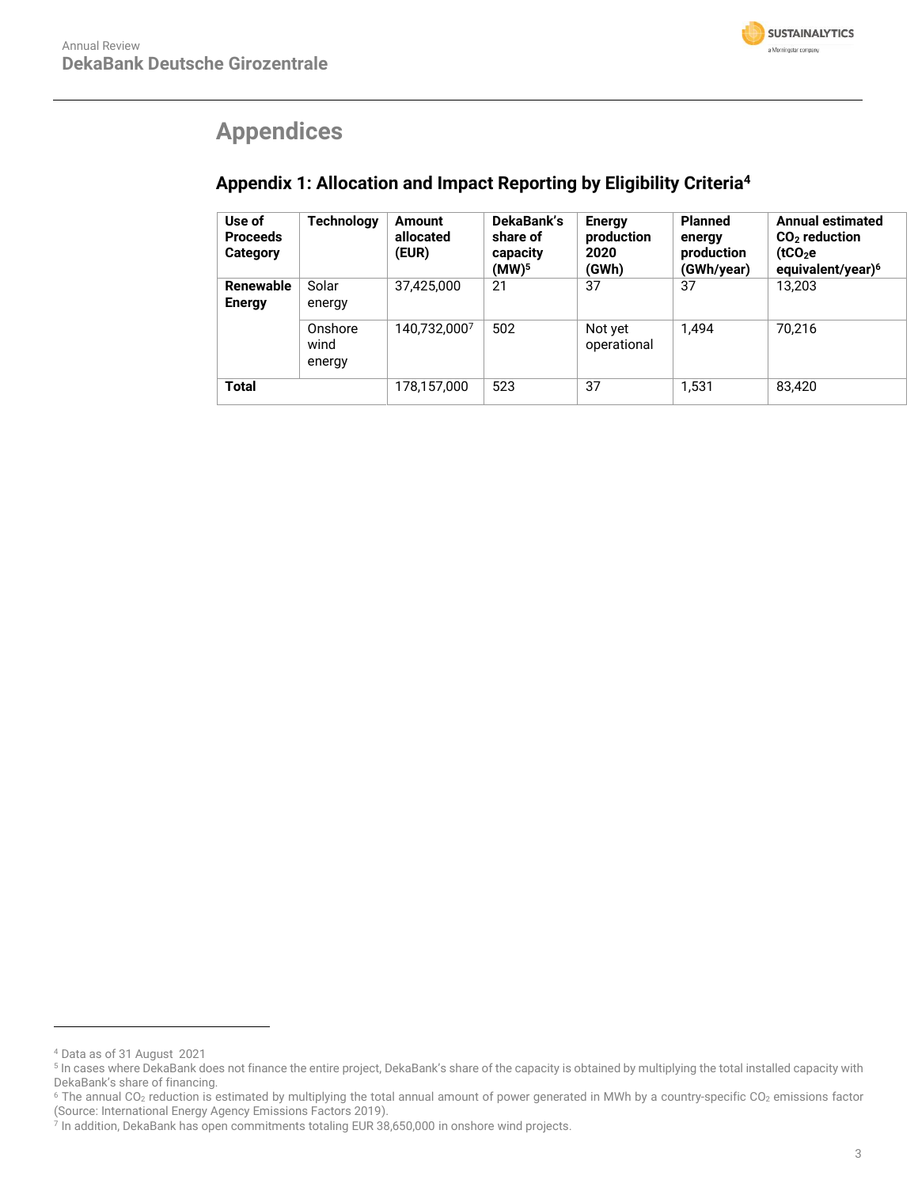# Appendices

## Appendix 1: Allocation and Impact Reporting by Eligibility Criteria[4]

| Use of Proceeds Category | Technology | Amount allocated (EUR) | DekaBank's share of capacity (MW)[5] | Energy production 2020 (GWh) | Planned energy production (GWh/year) | Annual estimated $CO_2$ reduction ($tCO_2e$ equivalent/year)[6] |
|---|---|---|---|---|---|---|
| **Renewable Energy** | Solar energy | 37,425,000 | 21 | 37 | 37 | 13,203 |
| | Onshore wind energy | 140,732,000[7] | 502 | Not yet operational | 1,494 | 70,216 |
| **Total** | | 178,157,000 | 523 | 37 | 1,531 | 83,420 |

---

[4] Data as of 31 August 2021

[5] In cases where DekaBank does not finance the entire project, DekaBank's share of the capacity is obtained by multiplying the total installed capacity with DekaBank's share of financing.

[6] The annual $CO_2$ reduction is estimated by multiplying the total annual amount of power generated in MWh by a country-specific $CO_2$ emissions factor (Source: International Energy Agency Emissions Factors 2019).

[7] In addition, DekaBank has open commitments totaling EUR 38,650,000 in onshore wind projects.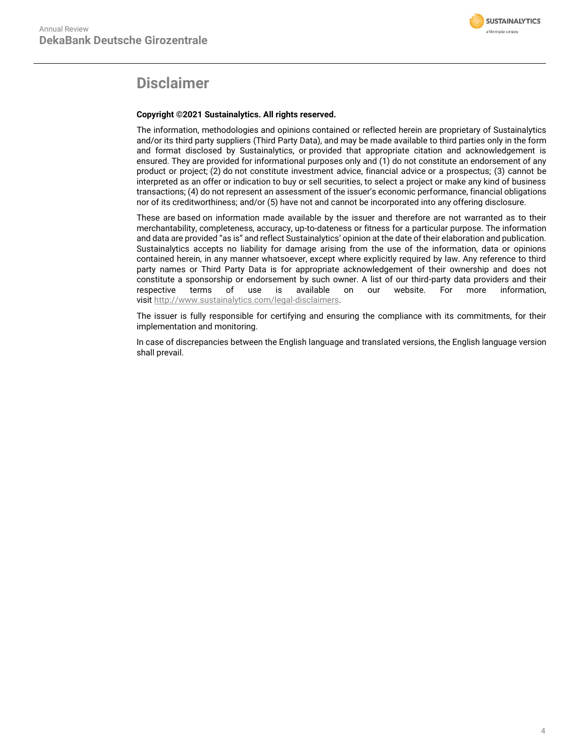# Disclaimer

**Copyright ©2021 Sustainalytics. All rights reserved.**

The information, methodologies and opinions contained or reflected herein are proprietary of Sustainalytics and/or its third party suppliers (Third Party Data), and may be made available to third parties only in the form and format disclosed by Sustainalytics, or provided that appropriate citation and acknowledgement is ensured. They are provided for informational purposes only and (1) do not constitute an endorsement of any product or project; (2) do not constitute investment advice, financial advice or a prospectus; (3) cannot be interpreted as an offer or indication to buy or sell securities, to select a project or make any kind of business transactions; (4) do not represent an assessment of the issuer's economic performance, financial obligations nor of its creditworthiness; and/or (5) have not and cannot be incorporated into any offering disclosure.

These are based on information made available by the issuer and therefore are not warranted as to their merchantability, completeness, accuracy, up-to-dateness or fitness for a particular purpose. The information and data are provided "as is" and reflect Sustainalytics' opinion at the date of their elaboration and publication. Sustainalytics accepts no liability for damage arising from the use of the information, data or opinions contained herein, in any manner whatsoever, except where explicitly required by law. Any reference to third party names or Third Party Data is for appropriate acknowledgement of their ownership and does not constitute a sponsorship or endorsement by such owner. A list of our third-party data providers and their respective terms of use is available on our website. For more information, visit http://www.sustainalytics.com/legal-disclaimers.

The issuer is fully responsible for certifying and ensuring the compliance with its commitments, for their implementation and monitoring.

In case of discrepancies between the English language and translated versions, the English language version shall prevail.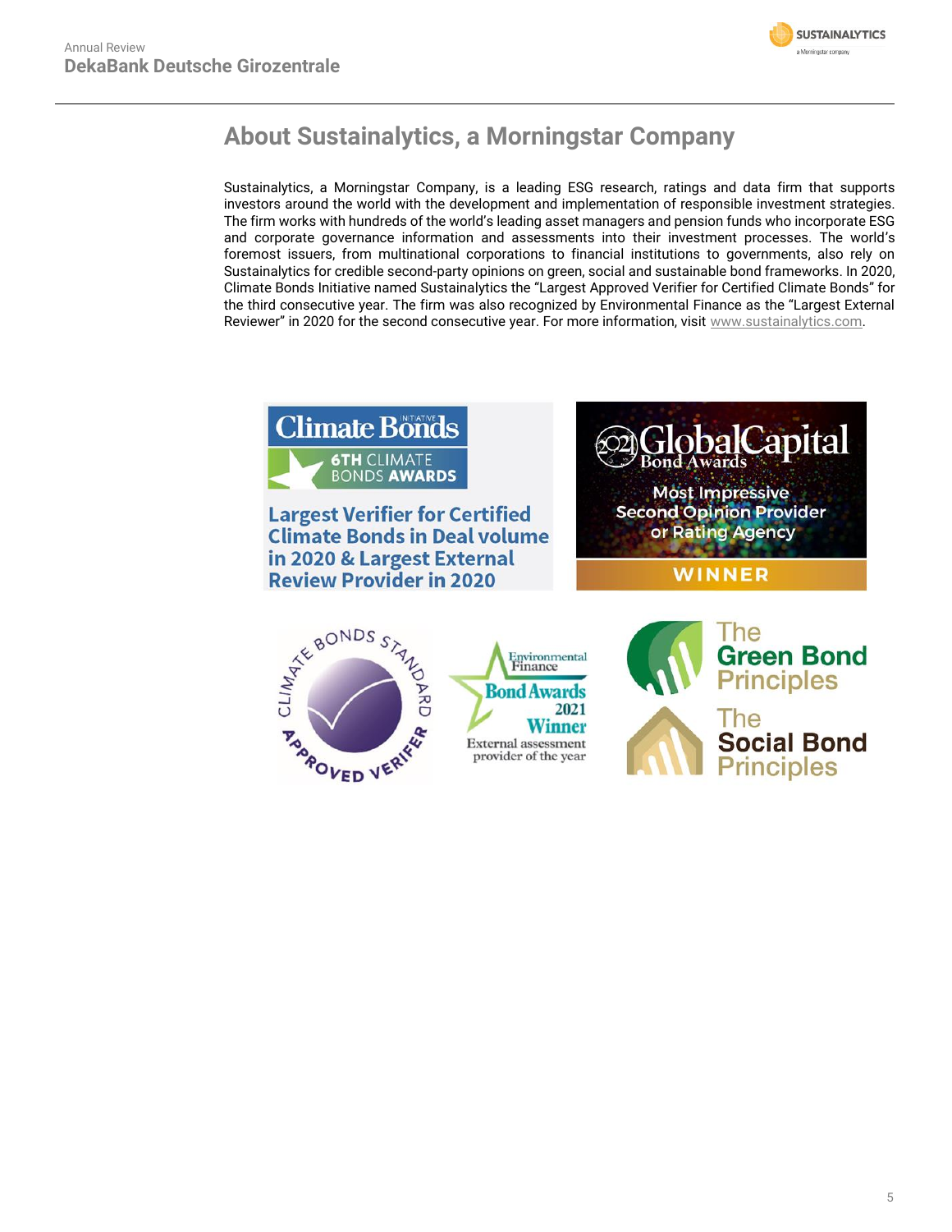## About Sustainalytics, a Morningstar Company

Sustainalytics, a Morningstar Company, is a leading ESG research, ratings and data firm that supports investors around the world with the development and implementation of responsible investment strategies. The firm works with hundreds of the world's leading asset managers and pension funds who incorporate ESG and corporate governance information and assessments into their investment processes. The world's foremost issuers, from multinational corporations to financial institutions to governments, also rely on Sustainalytics for credible second-party opinions on green, social and sustainable bond frameworks. In 2020, Climate Bonds Initiative named Sustainalytics the "Largest Approved Verifier for Certified Climate Bonds" for the third consecutive year. The firm was also recognized by Environmental Finance as the "Largest External Reviewer" in 2020 for the second consecutive year. For more information, visit www.sustainalytics.com.

Climate Bonds Initiative
6TH CLIMATE BONDS AWARDS
Largest Verifier for Certified Climate Bonds in Deal volume in 2020 & Largest External Review Provider in 2020

2021 GlobalCapital Bond Awards
Most Impressive Second Opinion Provider or Rating Agency
WINNER

CLIMATE BONDS STANDARD APPROVED VERIFIER

Environmental Finance
Bond Awards 2021 Winner
External assessment provider of the year

The Green Bond Principles

The Social Bond Principles